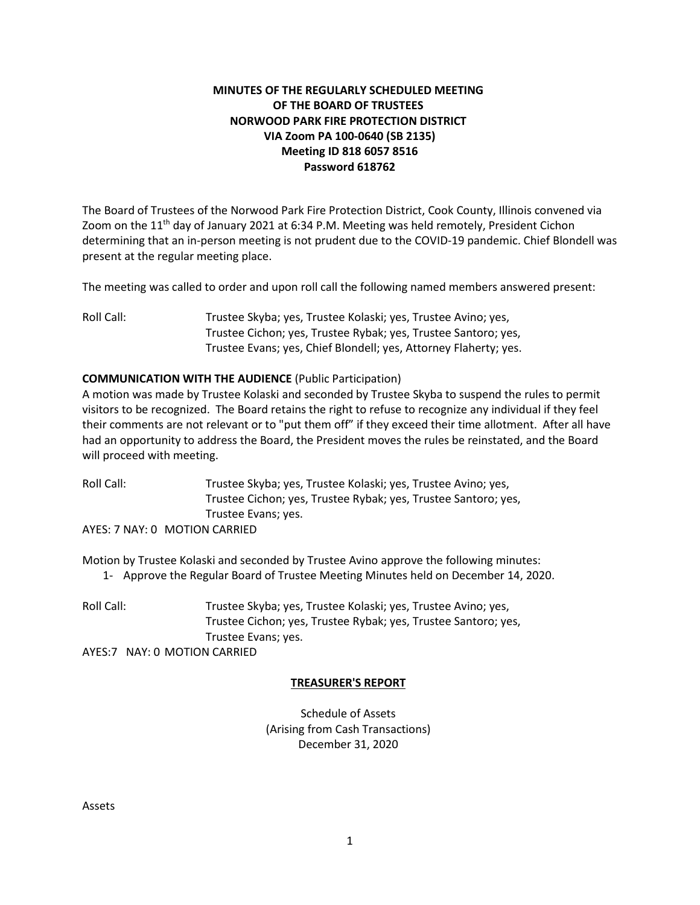**MINUTES OF THE REGULARLY SCHEDULED MEETING**
**OF THE BOARD OF TRUSTEES**
**NORWOOD PARK FIRE PROTECTION DISTRICT**
**VIA Zoom PA 100-0640 (SB 2135)**
**Meeting ID 818 6057 8516**
**Password 618762**

The Board of Trustees of the Norwood Park Fire Protection District, Cook County, Illinois convened via Zoom on the 11th day of January 2021 at 6:34 P.M. Meeting was held remotely, President Cichon determining that an in-person meeting is not prudent due to the COVID-19 pandemic. Chief Blondell was present at the regular meeting place.

The meeting was called to order and upon roll call the following named members answered present:

Roll Call: Trustee Skyba; yes, Trustee Kolaski; yes, Trustee Avino; yes, Trustee Cichon; yes, Trustee Rybak; yes, Trustee Santoro; yes, Trustee Evans; yes, Chief Blondell; yes, Attorney Flaherty; yes.

**COMMUNICATION WITH THE AUDIENCE** (Public Participation)

A motion was made by Trustee Kolaski and seconded by Trustee Skyba to suspend the rules to permit visitors to be recognized. The Board retains the right to refuse to recognize any individual if they feel their comments are not relevant or to "put them off" if they exceed their time allotment. After all have had an opportunity to address the Board, the President moves the rules be reinstated, and the Board will proceed with meeting.

Roll Call: Trustee Skyba; yes, Trustee Kolaski; yes, Trustee Avino; yes, Trustee Cichon; yes, Trustee Rybak; yes, Trustee Santoro; yes, Trustee Evans; yes.

AYES: 7 NAY: 0 MOTION CARRIED

Motion by Trustee Kolaski and seconded by Trustee Avino approve the following minutes:

1- Approve the Regular Board of Trustee Meeting Minutes held on December 14, 2020.

Roll Call: Trustee Skyba; yes, Trustee Kolaski; yes, Trustee Avino; yes, Trustee Cichon; yes, Trustee Rybak; yes, Trustee Santoro; yes, Trustee Evans; yes.

AYES:7 NAY: 0 MOTION CARRIED

**TREASURER'S REPORT**

Schedule of Assets
(Arising from Cash Transactions)
December 31, 2020

Assets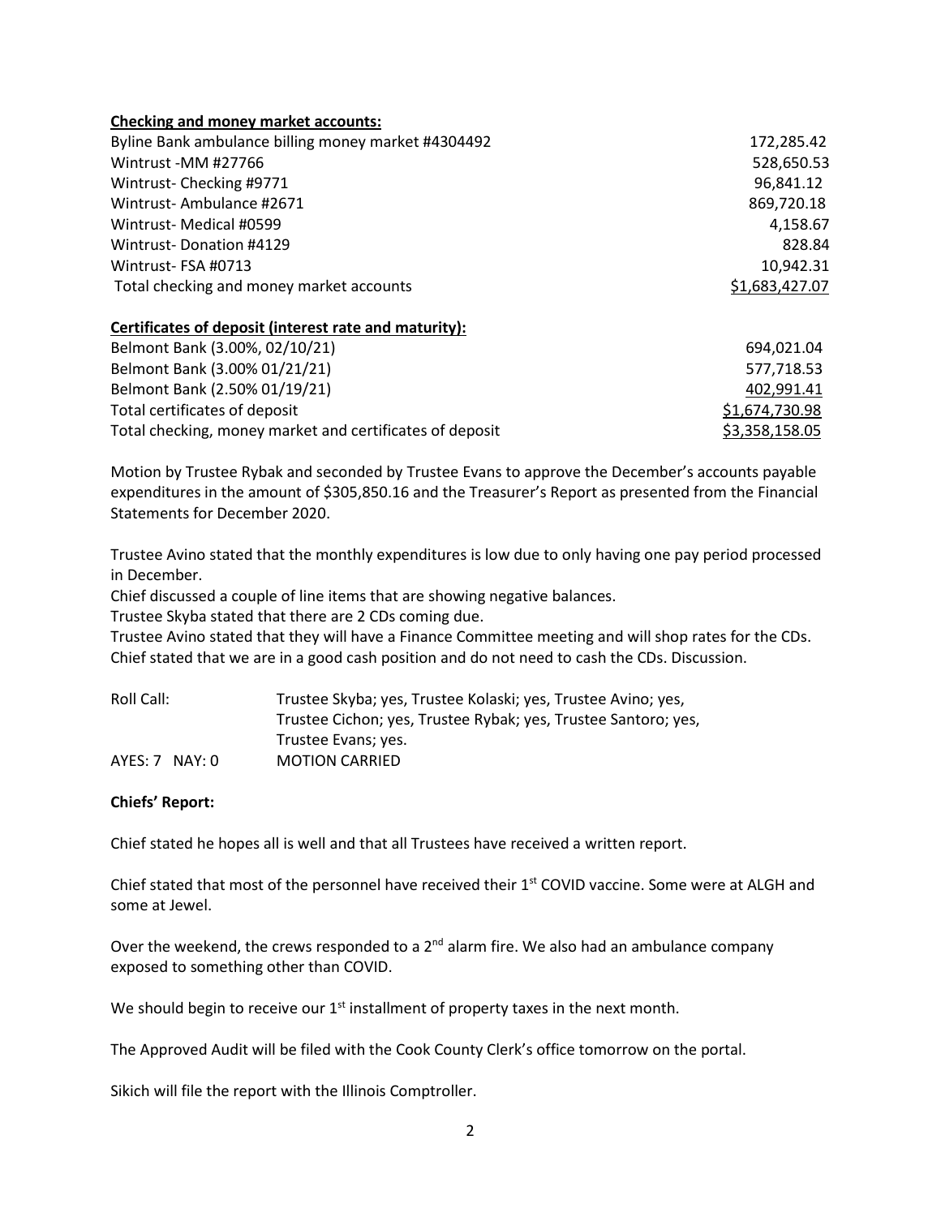**Checking and money market accounts:**

| | |
|---|---|
| Byline Bank ambulance billing money market #4304492 | 172,285.42 |
| Wintrust -MM #27766 | 528,650.53 |
| Wintrust- Checking #9771 | 96,841.12 |
| Wintrust- Ambulance #2671 | 869,720.18 |
| Wintrust- Medical #0599 | 4,158.67 |
| Wintrust- Donation #4129 | 828.84 |
| Wintrust- FSA #0713 | 10,942.31 |
| Total checking and money market accounts | $1,683,427.07 |

**Certificates of deposit (interest rate and maturity):**

| | |
|---|---|
| Belmont Bank (3.00%, 02/10/21) | 694,021.04 |
| Belmont Bank (3.00% 01/21/21) | 577,718.53 |
| Belmont Bank (2.50% 01/19/21) | 402,991.41 |
| Total certificates of deposit | $1,674,730.98 |
| Total checking, money market and certificates of deposit | $3,358,158.05 |

Motion by Trustee Rybak and seconded by Trustee Evans to approve the December's accounts payable expenditures in the amount of $305,850.16 and the Treasurer's Report as presented from the Financial Statements for December 2020.

Trustee Avino stated that the monthly expenditures is low due to only having one pay period processed in December.

Chief discussed a couple of line items that are showing negative balances.

Trustee Skyba stated that there are 2 CDs coming due.

Trustee Avino stated that they will have a Finance Committee meeting and will shop rates for the CDs.

Chief stated that we are in a good cash position and do not need to cash the CDs. Discussion.

Roll Call: Trustee Skyba; yes, Trustee Kolaski; yes, Trustee Avino; yes, Trustee Cichon; yes, Trustee Rybak; yes, Trustee Santoro; yes, Trustee Evans; yes.

AYES: 7 NAY: 0 MOTION CARRIED

**Chiefs' Report:**

Chief stated he hopes all is well and that all Trustees have received a written report.

Chief stated that most of the personnel have received their 1st COVID vaccine. Some were at ALGH and some at Jewel.

Over the weekend, the crews responded to a 2nd alarm fire. We also had an ambulance company exposed to something other than COVID.

We should begin to receive our 1st installment of property taxes in the next month.

The Approved Audit will be filed with the Cook County Clerk's office tomorrow on the portal.

Sikich will file the report with the Illinois Comptroller.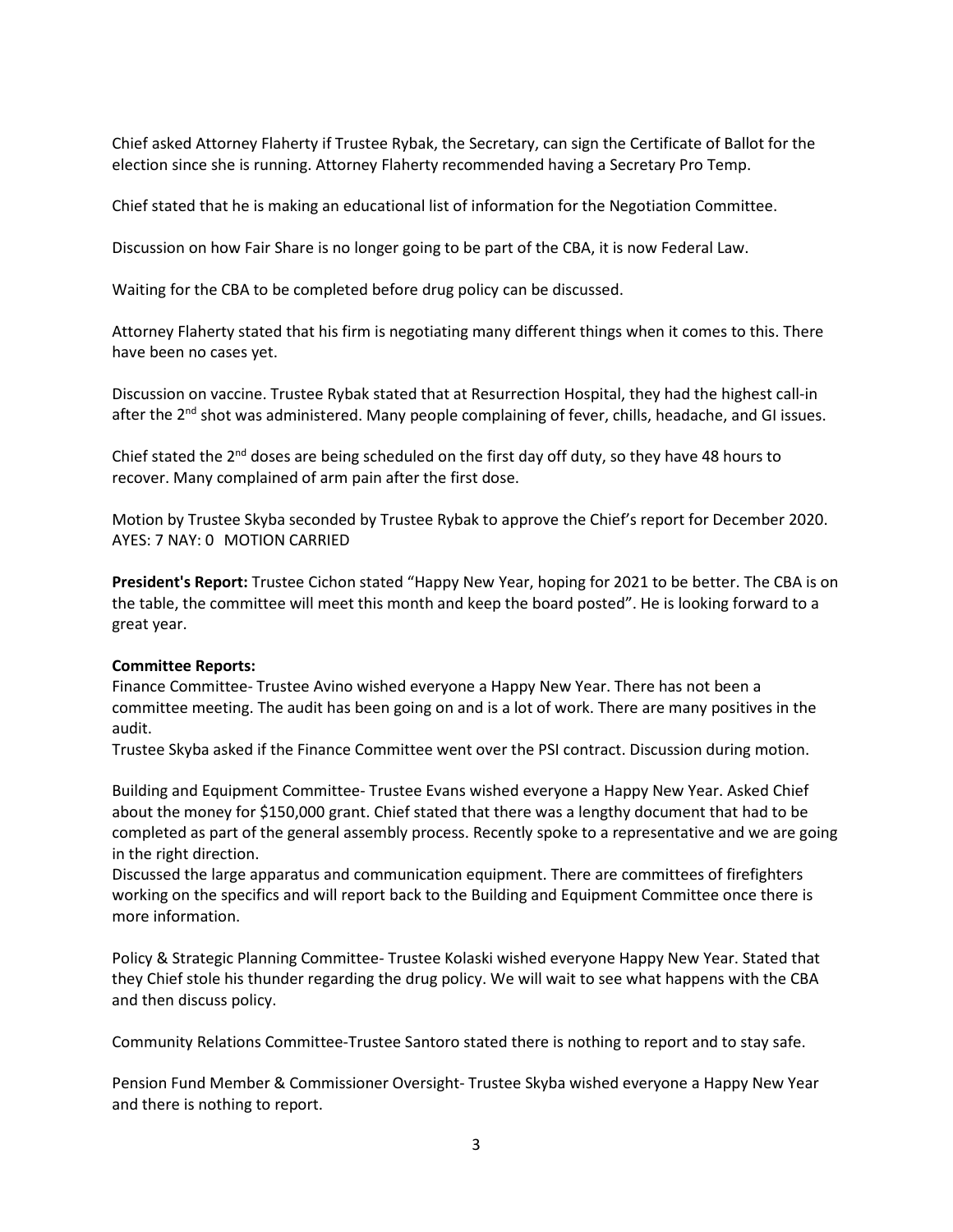Chief asked Attorney Flaherty if Trustee Rybak, the Secretary, can sign the Certificate of Ballot for the election since she is running. Attorney Flaherty recommended having a Secretary Pro Temp.

Chief stated that he is making an educational list of information for the Negotiation Committee.

Discussion on how Fair Share is no longer going to be part of the CBA, it is now Federal Law.

Waiting for the CBA to be completed before drug policy can be discussed.

Attorney Flaherty stated that his firm is negotiating many different things when it comes to this. There have been no cases yet.

Discussion on vaccine. Trustee Rybak stated that at Resurrection Hospital, they had the highest call-in after the 2nd shot was administered. Many people complaining of fever, chills, headache, and GI issues.

Chief stated the 2nd doses are being scheduled on the first day off duty, so they have 48 hours to recover. Many complained of arm pain after the first dose.

Motion by Trustee Skyba seconded by Trustee Rybak to approve the Chief's report for December 2020.
AYES: 7 NAY: 0 MOTION CARRIED

**President's Report:** Trustee Cichon stated "Happy New Year, hoping for 2021 to be better. The CBA is on the table, the committee will meet this month and keep the board posted". He is looking forward to a great year.

**Committee Reports:**
Finance Committee- Trustee Avino wished everyone a Happy New Year. There has not been a committee meeting. The audit has been going on and is a lot of work. There are many positives in the audit.
Trustee Skyba asked if the Finance Committee went over the PSI contract. Discussion during motion.

Building and Equipment Committee- Trustee Evans wished everyone a Happy New Year. Asked Chief about the money for $150,000 grant. Chief stated that there was a lengthy document that had to be completed as part of the general assembly process. Recently spoke to a representative and we are going in the right direction.
Discussed the large apparatus and communication equipment. There are committees of firefighters working on the specifics and will report back to the Building and Equipment Committee once there is more information.

Policy & Strategic Planning Committee- Trustee Kolaski wished everyone Happy New Year. Stated that they Chief stole his thunder regarding the drug policy. We will wait to see what happens with the CBA and then discuss policy.

Community Relations Committee-Trustee Santoro stated there is nothing to report and to stay safe.

Pension Fund Member & Commissioner Oversight- Trustee Skyba wished everyone a Happy New Year and there is nothing to report.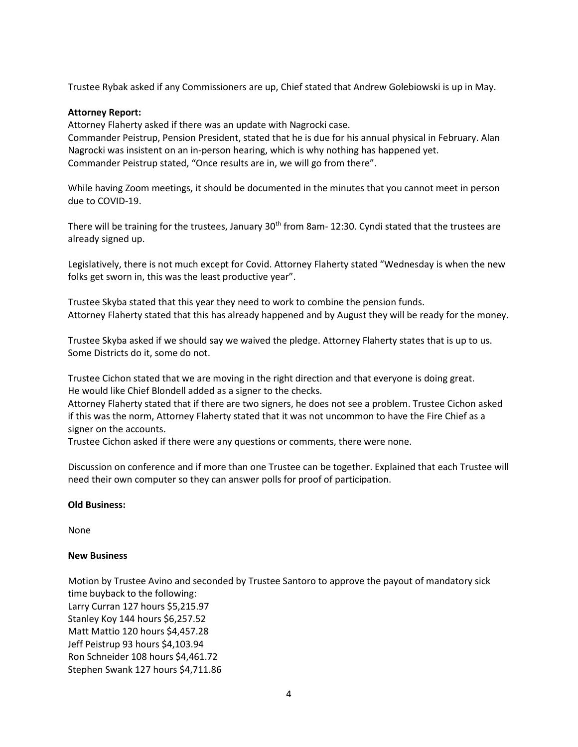Trustee Rybak asked if any Commissioners are up, Chief stated that Andrew Golebiowski is up in May.

**Attorney Report:**

Attorney Flaherty asked if there was an update with Nagrocki case.
Commander Peistrup, Pension President, stated that he is due for his annual physical in February. Alan Nagrocki was insistent on an in-person hearing, which is why nothing has happened yet.
Commander Peistrup stated, "Once results are in, we will go from there".

While having Zoom meetings, it should be documented in the minutes that you cannot meet in person due to COVID-19.

There will be training for the trustees, January 30th from 8am- 12:30. Cyndi stated that the trustees are already signed up.

Legislatively, there is not much except for Covid. Attorney Flaherty stated "Wednesday is when the new folks get sworn in, this was the least productive year".

Trustee Skyba stated that this year they need to work to combine the pension funds.
Attorney Flaherty stated that this has already happened and by August they will be ready for the money.

Trustee Skyba asked if we should say we waived the pledge. Attorney Flaherty states that is up to us. Some Districts do it, some do not.

Trustee Cichon stated that we are moving in the right direction and that everyone is doing great. He would like Chief Blondell added as a signer to the checks.
Attorney Flaherty stated that if there are two signers, he does not see a problem. Trustee Cichon asked if this was the norm, Attorney Flaherty stated that it was not uncommon to have the Fire Chief as a signer on the accounts.
Trustee Cichon asked if there were any questions or comments, there were none.

Discussion on conference and if more than one Trustee can be together. Explained that each Trustee will need their own computer so they can answer polls for proof of participation.

**Old Business:**

None

**New Business**

Motion by Trustee Avino and seconded by Trustee Santoro to approve the payout of mandatory sick time buyback to the following:
Larry Curran 127 hours $5,215.97
Stanley Koy 144 hours $6,257.52
Matt Mattio 120 hours $4,457.28
Jeff Peistrup 93 hours $4,103.94
Ron Schneider 108 hours $4,461.72
Stephen Swank 127 hours $4,711.86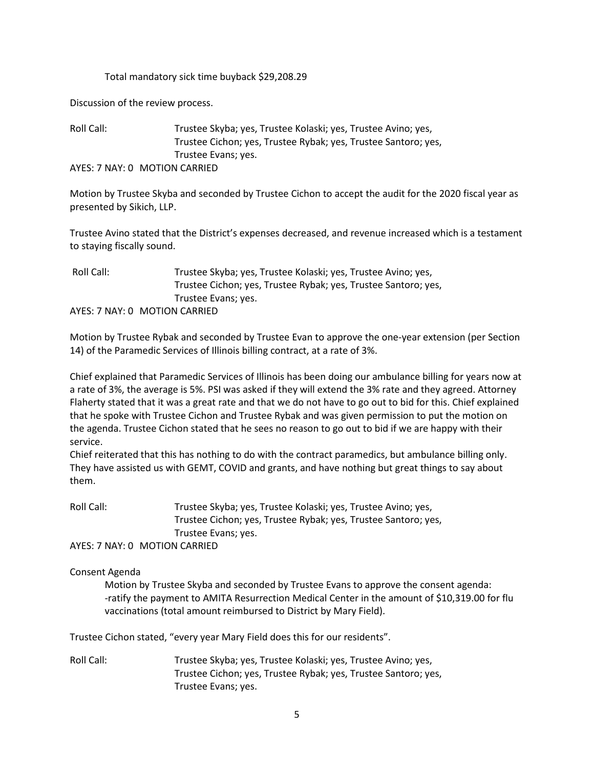Total mandatory sick time buyback $29,208.29

Discussion of the review process.

Roll Call: Trustee Skyba; yes, Trustee Kolaski; yes, Trustee Avino; yes, Trustee Cichon; yes, Trustee Rybak; yes, Trustee Santoro; yes, Trustee Evans; yes.

AYES: 7 NAY: 0 MOTION CARRIED

Motion by Trustee Skyba and seconded by Trustee Cichon to accept the audit for the 2020 fiscal year as presented by Sikich, LLP.

Trustee Avino stated that the District's expenses decreased, and revenue increased which is a testament to staying fiscally sound.

Roll Call: Trustee Skyba; yes, Trustee Kolaski; yes, Trustee Avino; yes, Trustee Cichon; yes, Trustee Rybak; yes, Trustee Santoro; yes, Trustee Evans; yes.

AYES: 7 NAY: 0 MOTION CARRIED

Motion by Trustee Rybak and seconded by Trustee Evan to approve the one-year extension (per Section 14) of the Paramedic Services of Illinois billing contract, at a rate of 3%.

Chief explained that Paramedic Services of Illinois has been doing our ambulance billing for years now at a rate of 3%, the average is 5%. PSI was asked if they will extend the 3% rate and they agreed. Attorney Flaherty stated that it was a great rate and that we do not have to go out to bid for this. Chief explained that he spoke with Trustee Cichon and Trustee Rybak and was given permission to put the motion on the agenda. Trustee Cichon stated that he sees no reason to go out to bid if we are happy with their service.

Chief reiterated that this has nothing to do with the contract paramedics, but ambulance billing only. They have assisted us with GEMT, COVID and grants, and have nothing but great things to say about them.

Roll Call: Trustee Skyba; yes, Trustee Kolaski; yes, Trustee Avino; yes, Trustee Cichon; yes, Trustee Rybak; yes, Trustee Santoro; yes, Trustee Evans; yes.

AYES: 7 NAY: 0 MOTION CARRIED

Consent Agenda

Motion by Trustee Skyba and seconded by Trustee Evans to approve the consent agenda:
-ratify the payment to AMITA Resurrection Medical Center in the amount of $10,319.00 for flu vaccinations (total amount reimbursed to District by Mary Field).

Trustee Cichon stated, "every year Mary Field does this for our residents".

Roll Call: Trustee Skyba; yes, Trustee Kolaski; yes, Trustee Avino; yes, Trustee Cichon; yes, Trustee Rybak; yes, Trustee Santoro; yes, Trustee Evans; yes.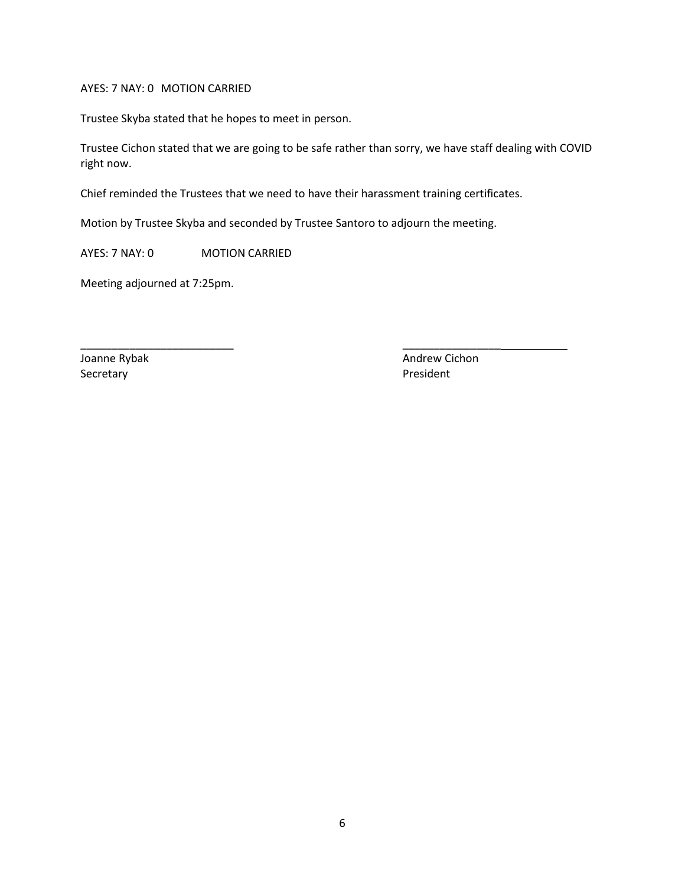AYES: 7 NAY: 0 MOTION CARRIED

Trustee Skyba stated that he hopes to meet in person.

Trustee Cichon stated that we are going to be safe rather than sorry, we have staff dealing with COVID right now.

Chief reminded the Trustees that we need to have their harassment training certificates.

Motion by Trustee Skyba and seconded by Trustee Santoro to adjourn the meeting.

AYES: 7 NAY: 0 MOTION CARRIED

Meeting adjourned at 7:25pm.

| | |
|---|---|
| _________________________ | _________________________ |
| Joanne Rybak | Andrew Cichon |
| Secretary | President |